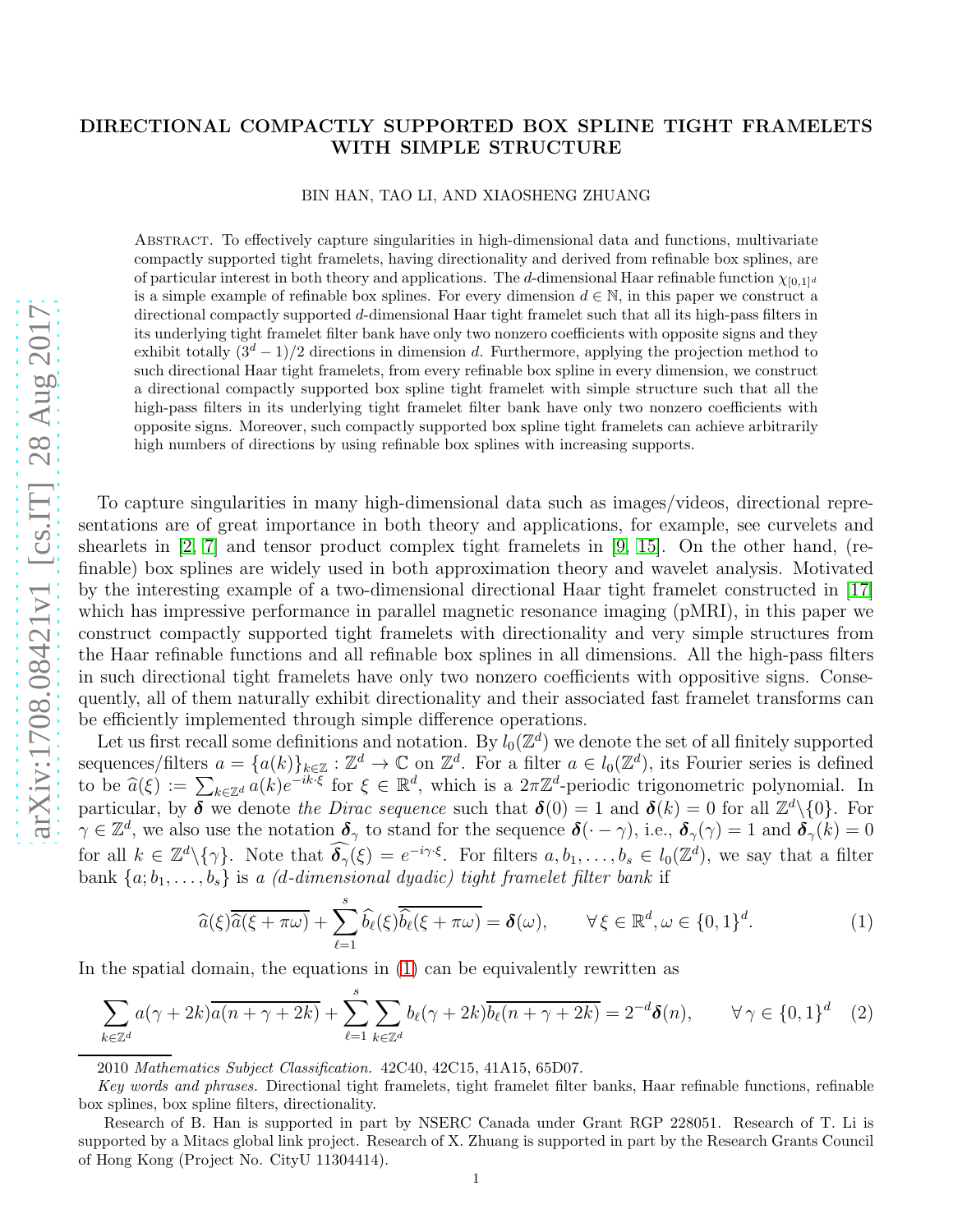# DIRECTIONAL COMPACTLY SUPPORTED BOX SPLINE TIGHT FRAMELETS WITH SIMPLE STRUCTURE

BIN HAN, TAO LI, AND XIAOSHENG ZHUANG

Abstract. To effectively capture singularities in high-dimensional data and functions, multivariate compactly supported tight framelets, having directionality and derived from refinable box splines, are of particular interest in both theory and applications. The $d$-dimensional Haar refinable function $\chi_{[0,1]^d}$ is a simple example of refinable box splines. For every dimension $d \in \mathbb{N}$, in this paper we construct a directional compactly supported $d$-dimensional Haar tight framelet such that all its high-pass filters in its underlying tight framelet filter bank have only two nonzero coefficients with opposite signs and they exhibit totally $(3^d - 1)/2$ directions in dimension $d$. Furthermore, applying the projection method to such directional Haar tight framelets, from every refinable box spline in every dimension, we construct a directional compactly supported box spline tight framelet with simple structure such that all the high-pass filters in its underlying tight framelet filter bank have only two nonzero coefficients with opposite signs. Moreover, such compactly supported box spline tight framelets can achieve arbitrarily high numbers of directions by using refinable box splines with increasing supports.

To capture singularities in many high-dimensional data such as images/videos, directional representations are of great importance in both theory and applications, for example, see curvelets and shearlets in [2, 7] and tensor product complex tight framelets in [9, 15]. On the other hand, (refinable) box splines are widely used in both approximation theory and wavelet analysis. Motivated by the interesting example of a two-dimensional directional Haar tight framelet constructed in [17] which has impressive performance in parallel magnetic resonance imaging (pMRI), in this paper we construct compactly supported tight framelets with directionality and very simple structures from the Haar refinable functions and all refinable box splines in all dimensions. All the high-pass filters in such directional tight framelets have only two nonzero coefficients with oppositive signs. Consequently, all of them naturally exhibit directionality and their associated fast framelet transforms can be efficiently implemented through simple difference operations.

Let us first recall some definitions and notation. By $l_0(\mathbb{Z}^d)$ we denote the set of all finitely supported sequences/filters $a = \{a(k)\}_{k\in\mathbb{Z}} : \mathbb{Z}^d \to \mathbb{C}$ on $\mathbb{Z}^d$. For a filter $a \in l_0(\mathbb{Z}^d)$, its Fourier series is defined to be $\widehat{a}(\xi) := \sum_{k\in\mathbb{Z}^d} a(k)e^{-ik\cdot\xi}$ for $\xi \in \mathbb{R}^d$, which is a $2\pi\mathbb{Z}^d$-periodic trigonometric polynomial. In particular, by $\boldsymbol{\delta}$ we denote *the Dirac sequence* such that $\boldsymbol{\delta}(0) = 1$ and $\boldsymbol{\delta}(k) = 0$ for all $\mathbb{Z}^d\backslash\{0\}$. For $\gamma \in \mathbb{Z}^d$, we also use the notation $\boldsymbol{\delta}_\gamma$ to stand for the sequence $\boldsymbol{\delta}(\cdot - \gamma)$, i.e., $\boldsymbol{\delta}_\gamma(\gamma) = 1$ and $\boldsymbol{\delta}_\gamma(k) = 0$ for all $k \in \mathbb{Z}^d\backslash\{\gamma\}$. Note that $\widehat{\boldsymbol{\delta}_\gamma}(\xi) = e^{-i\gamma\cdot\xi}$. For filters $a, b_1, \dots, b_s \in l_0(\mathbb{Z}^d)$, we say that a filter bank $\{a; b_1, \dots, b_s\}$ is *a (d-dimensional dyadic) tight framelet filter bank* if

$$\widehat{a}(\xi)\overline{\widehat{a}(\xi + \pi\omega)} + \sum_{\ell=1}^{s} \widehat{b_\ell}(\xi)\overline{\widehat{b_\ell}(\xi + \pi\omega)} = \boldsymbol{\delta}(\omega), \qquad \forall\, \xi \in \mathbb{R}^d, \omega \in \{0,1\}^d. \tag{1}$$

In the spatial domain, the equations in (1) can be equivalently rewritten as

$$\sum_{k\in\mathbb{Z}^d} a(\gamma + 2k)\overline{a(n+\gamma+2k)} + \sum_{\ell=1}^{s}\sum_{k\in\mathbb{Z}^d} b_\ell(\gamma+2k)\overline{b_\ell(n+\gamma+2k)} = 2^{-d}\boldsymbol{\delta}(n), \qquad \forall\, \gamma \in \{0,1\}^d \tag{2}$$

2010 *Mathematics Subject Classification.* 42C40, 42C15, 41A15, 65D07.

*Key words and phrases.* Directional tight framelets, tight framelet filter banks, Haar refinable functions, refinable box splines, box spline filters, directionality.

Research of B. Han is supported in part by NSERC Canada under Grant RGP 228051. Research of T. Li is supported by a Mitacs global link project. Research of X. Zhuang is supported in part by the Research Grants Council of Hong Kong (Project No. CityU 11304414).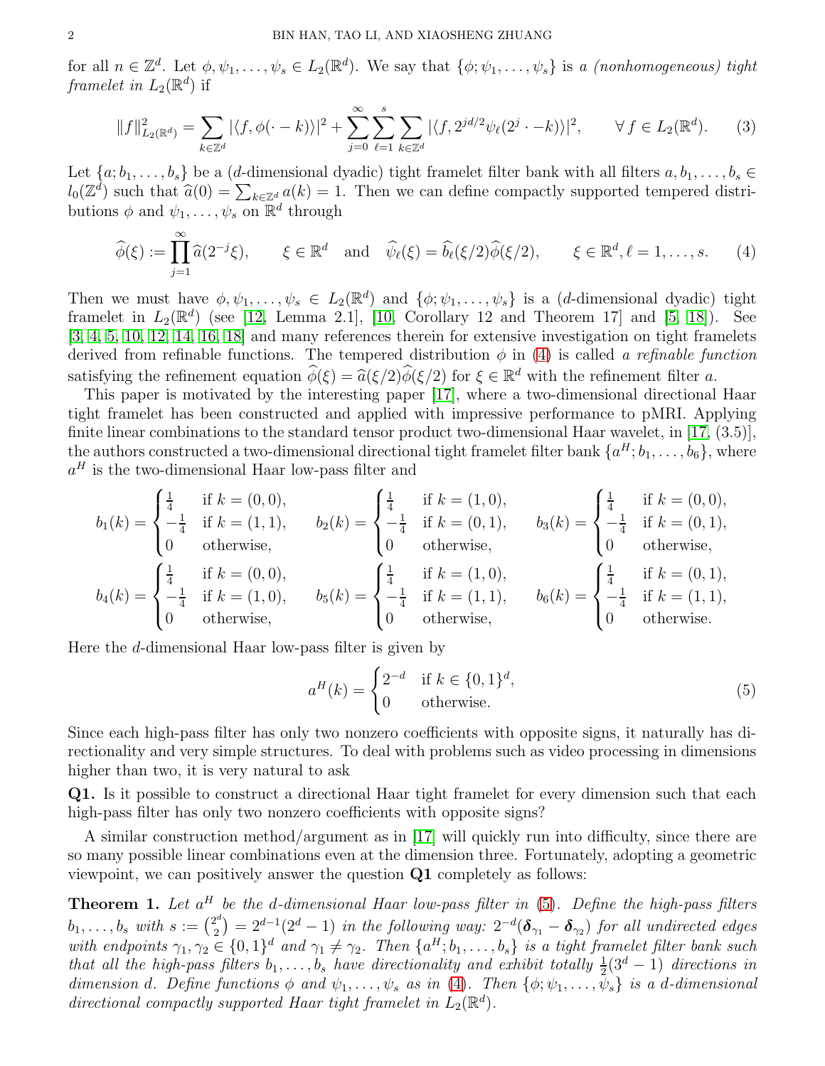for all $n \in \mathbb{Z}^d$. Let $\phi, \psi_1, \ldots, \psi_s \in L_2(\mathbb{R}^d)$. We say that $\{\phi; \psi_1, \ldots, \psi_s\}$ is *a (nonhomogeneous) tight framelet in $L_2(\mathbb{R}^d)$* if

$$\|f\|^2_{L_2(\mathbb{R}^d)} = \sum_{k\in\mathbb{Z}^d} |\langle f, \phi(\cdot - k)\rangle|^2 + \sum_{j=0}^{\infty}\sum_{\ell=1}^{s}\sum_{k\in\mathbb{Z}^d} |\langle f, 2^{jd/2}\psi_\ell(2^j\cdot - k)\rangle|^2, \qquad \forall\, f \in L_2(\mathbb{R}^d). \tag{3}$$

Let $\{a; b_1, \ldots, b_s\}$ be a ($d$-dimensional dyadic) tight framelet filter bank with all filters $a, b_1, \ldots, b_s \in l_0(\mathbb{Z}^d)$ such that $\widehat{a}(0) = \sum_{k\in\mathbb{Z}^d} a(k) = 1$. Then we can define compactly supported tempered distributions $\phi$ and $\psi_1, \ldots, \psi_s$ on $\mathbb{R}^d$ through

$$\widehat{\phi}(\xi) := \prod_{j=1}^{\infty} \widehat{a}(2^{-j}\xi), \qquad \xi \in \mathbb{R}^d \quad \text{and} \quad \widehat{\psi_\ell}(\xi) = \widehat{b_\ell}(\xi/2)\widehat{\phi}(\xi/2), \qquad \xi \in \mathbb{R}^d, \ell = 1, \ldots, s. \tag{4}$$

Then we must have $\phi, \psi_1, \ldots, \psi_s \in L_2(\mathbb{R}^d)$ and $\{\phi; \psi_1, \ldots, \psi_s\}$ is a ($d$-dimensional dyadic) tight framelet in $L_2(\mathbb{R}^d)$ (see [12, Lemma 2.1], [10, Corollary 12 and Theorem 17] and [5, 18]). See [3, 4, 5, 10, 12, 14, 16, 18] and many references therein for extensive investigation on tight framelets derived from refinable functions. The tempered distribution $\phi$ in (4) is called *a refinable function* satisfying the refinement equation $\widehat{\phi}(\xi) = \widehat{a}(\xi/2)\widehat{\phi}(\xi/2)$ for $\xi \in \mathbb{R}^d$ with the refinement filter $a$.

This paper is motivated by the interesting paper [17], where a two-dimensional directional Haar tight framelet has been constructed and applied with impressive performance to pMRI. Applying finite linear combinations to the standard tensor product two-dimensional Haar wavelet, in [17, (3.5)], the authors constructed a two-dimensional directional tight framelet filter bank $\{a^H; b_1, \ldots, b_6\}$, where $a^H$ is the two-dimensional Haar low-pass filter and

$$b_1(k) = \begin{cases} \frac{1}{4} & \text{if } k = (0,0), \\ -\frac{1}{4} & \text{if } k = (1,1), \\ 0 & \text{otherwise,} \end{cases} \qquad b_2(k) = \begin{cases} \frac{1}{4} & \text{if } k = (1,0), \\ -\frac{1}{4} & \text{if } k = (0,1), \\ 0 & \text{otherwise,} \end{cases} \qquad b_3(k) = \begin{cases} \frac{1}{4} & \text{if } k = (0,0), \\ -\frac{1}{4} & \text{if } k = (0,1), \\ 0 & \text{otherwise,} \end{cases}$$

$$b_4(k) = \begin{cases} \frac{1}{4} & \text{if } k = (0,0), \\ -\frac{1}{4} & \text{if } k = (1,0), \\ 0 & \text{otherwise,} \end{cases} \qquad b_5(k) = \begin{cases} \frac{1}{4} & \text{if } k = (1,0), \\ -\frac{1}{4} & \text{if } k = (1,1), \\ 0 & \text{otherwise,} \end{cases} \qquad b_6(k) = \begin{cases} \frac{1}{4} & \text{if } k = (0,1), \\ -\frac{1}{4} & \text{if } k = (1,1), \\ 0 & \text{otherwise.} \end{cases}$$

Here the $d$-dimensional Haar low-pass filter is given by

$$a^H(k) = \begin{cases} 2^{-d} & \text{if } k \in \{0,1\}^d, \\ 0 & \text{otherwise.} \end{cases} \tag{5}$$

Since each high-pass filter has only two nonzero coefficients with opposite signs, it naturally has directionality and very simple structures. To deal with problems such as video processing in dimensions higher than two, it is very natural to ask

**Q1.** Is it possible to construct a directional Haar tight framelet for every dimension such that each high-pass filter has only two nonzero coefficients with opposite signs?

A similar construction method/argument as in [17] will quickly run into difficulty, since there are so many possible linear combinations even at the dimension three. Fortunately, adopting a geometric viewpoint, we can positively answer the question **Q1** completely as follows:

**Theorem 1.** *Let $a^H$ be the $d$-dimensional Haar low-pass filter in (5). Define the high-pass filters $b_1, \ldots, b_s$ with $s := \binom{2^d}{2} = 2^{d-1}(2^d - 1)$ in the following way: $2^{-d}(\boldsymbol{\delta}_{\gamma_1} - \boldsymbol{\delta}_{\gamma_2})$ for all undirected edges with endpoints $\gamma_1, \gamma_2 \in \{0,1\}^d$ and $\gamma_1 \neq \gamma_2$. Then $\{a^H; b_1, \ldots, b_s\}$ is a tight framelet filter bank such that all the high-pass filters $b_1, \ldots, b_s$ have directionality and exhibit totally $\frac{1}{2}(3^d - 1)$ directions in dimension $d$. Define functions $\phi$ and $\psi_1, \ldots, \psi_s$ as in (4). Then $\{\phi; \psi_1, \ldots, \psi_s\}$ is a $d$-dimensional directional compactly supported Haar tight framelet in $L_2(\mathbb{R}^d)$.*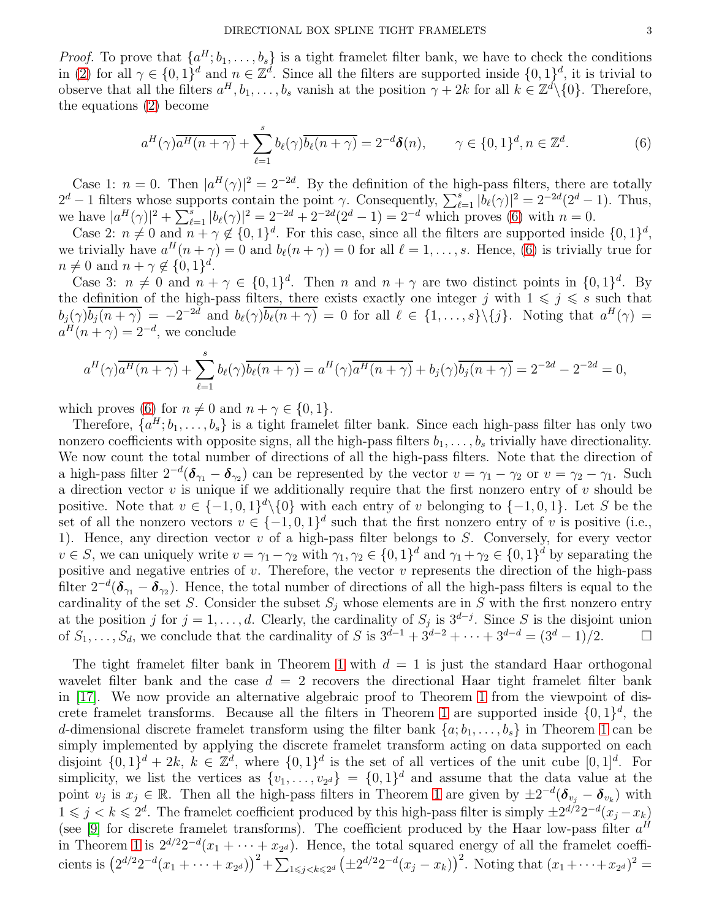*Proof.* To prove that $\{a^H; b_1, \dots, b_s\}$ is a tight framelet filter bank, we have to check the conditions in (2) for all $\gamma \in \{0,1\}^d$ and $n \in \mathbb{Z}^d$. Since all the filters are supported inside $\{0,1\}^d$, it is trivial to observe that all the filters $a^H, b_1, \dots, b_s$ vanish at the position $\gamma + 2k$ for all $k \in \mathbb{Z}^d \backslash \{0\}$. Therefore, the equations (2) become

$$a^H(\gamma)\overline{a^H(n+\gamma)} + \sum_{\ell=1}^{s} b_\ell(\gamma)\overline{b_\ell(n+\gamma)} = 2^{-d}\boldsymbol{\delta}(n), \qquad \gamma \in \{0,1\}^d, n \in \mathbb{Z}^d. \tag{6}$$

Case 1: $n = 0$. Then $|a^H(\gamma)|^2 = 2^{-2d}$. By the definition of the high-pass filters, there are totally $2^d - 1$ filters whose supports contain the point $\gamma$. Consequently, $\sum_{\ell=1}^{s} |b_\ell(\gamma)|^2 = 2^{-2d}(2^d - 1)$. Thus, we have $|a^H(\gamma)|^2 + \sum_{\ell=1}^{s} |b_\ell(\gamma)|^2 = 2^{-2d} + 2^{-2d}(2^d - 1) = 2^{-d}$ which proves (6) with $n = 0$.

Case 2: $n \neq 0$ and $n + \gamma \notin \{0,1\}^d$. For this case, since all the filters are supported inside $\{0,1\}^d$, we trivially have $a^H(n+\gamma) = 0$ and $b_\ell(n+\gamma) = 0$ for all $\ell = 1, \dots, s$. Hence, (6) is trivially true for $n \neq 0$ and $n + \gamma \notin \{0,1\}^d$.

Case 3: $n \neq 0$ and $n + \gamma \in \{0,1\}^d$. Then $n$ and $n + \gamma$ are two distinct points in $\{0,1\}^d$. By the definition of the high-pass filters, there exists exactly one integer $j$ with $1 \leqslant j \leqslant s$ such that $b_j(\gamma)\overline{b_j(n+\gamma)} = -2^{-2d}$ and $b_\ell(\gamma)\overline{b_\ell(n+\gamma)} = 0$ for all $\ell \in \{1, \dots, s\} \backslash \{j\}$. Noting that $a^H(\gamma) = a^H(n+\gamma) = 2^{-d}$, we conclude

$$a^H(\gamma)\overline{a^H(n+\gamma)} + \sum_{\ell=1}^{s} b_\ell(\gamma)\overline{b_\ell(n+\gamma)} = a^H(\gamma)\overline{a^H(n+\gamma)} + b_j(\gamma)\overline{b_j(n+\gamma)} = 2^{-2d} - 2^{-2d} = 0,$$

which proves (6) for $n \neq 0$ and $n + \gamma \in \{0,1\}$.

Therefore, $\{a^H; b_1, \dots, b_s\}$ is a tight framelet filter bank. Since each high-pass filter has only two nonzero coefficients with opposite signs, all the high-pass filters $b_1, \dots, b_s$ trivially have directionality. We now count the total number of directions of all the high-pass filters. Note that the direction of a high-pass filter $2^{-d}(\boldsymbol{\delta}_{\gamma_1} - \boldsymbol{\delta}_{\gamma_2})$ can be represented by the vector $v = \gamma_1 - \gamma_2$ or $v = \gamma_2 - \gamma_1$. Such a direction vector $v$ is unique if we additionally require that the first nonzero entry of $v$ should be positive. Note that $v \in \{-1,0,1\}^d \backslash \{0\}$ with each entry of $v$ belonging to $\{-1,0,1\}$. Let $S$ be the set of all the nonzero vectors $v \in \{-1,0,1\}^d$ such that the first nonzero entry of $v$ is positive (i.e., 1). Hence, any direction vector $v$ of a high-pass filter belongs to $S$. Conversely, for every vector $v \in S$, we can uniquely write $v = \gamma_1 - \gamma_2$ with $\gamma_1, \gamma_2 \in \{0,1\}^d$ and $\gamma_1 + \gamma_2 \in \{0,1\}^d$ by separating the positive and negative entries of $v$. Therefore, the vector $v$ represents the direction of the high-pass filter $2^{-d}(\boldsymbol{\delta}_{\gamma_1} - \boldsymbol{\delta}_{\gamma_2})$. Hence, the total number of directions of all the high-pass filters is equal to the cardinality of the set $S$. Consider the subset $S_j$ whose elements are in $S$ with the first nonzero entry at the position $j$ for $j = 1, \dots, d$. Clearly, the cardinality of $S_j$ is $3^{d-j}$. Since $S$ is the disjoint union of $S_1, \dots, S_d$, we conclude that the cardinality of $S$ is $3^{d-1} + 3^{d-2} + \cdots + 3^{d-d} = (3^d - 1)/2$. $\square$

The tight framelet filter bank in Theorem 1 with $d = 1$ is just the standard Haar orthogonal wavelet filter bank and the case $d = 2$ recovers the directional Haar tight framelet filter bank in [17]. We now provide an alternative algebraic proof to Theorem 1 from the viewpoint of discrete framelet transforms. Because all the filters in Theorem 1 are supported inside $\{0,1\}^d$, the $d$-dimensional discrete framelet transform using the filter bank $\{a; b_1, \dots, b_s\}$ in Theorem 1 can be simply implemented by applying the discrete framelet transform acting on data supported on each disjoint $\{0,1\}^d + 2k$, $k \in \mathbb{Z}^d$, where $\{0,1\}^d$ is the set of all vertices of the unit cube $[0,1]^d$. For simplicity, we list the vertices as $\{v_1, \dots, v_{2^d}\} = \{0,1\}^d$ and assume that the data value at the point $v_j$ is $x_j \in \mathbb{R}$. Then all the high-pass filters in Theorem 1 are given by $\pm 2^{-d}(\boldsymbol{\delta}_{v_j} - \boldsymbol{\delta}_{v_k})$ with $1 \leqslant j < k \leqslant 2^d$. The framelet coefficient produced by this high-pass filter is simply $\pm 2^{d/2}2^{-d}(x_j - x_k)$ (see [9] for discrete framelet transforms). The coefficient produced by the Haar low-pass filter $a^H$ in Theorem 1 is $2^{d/2}2^{-d}(x_1 + \cdots + x_{2^d})$. Hence, the total squared energy of all the framelet coefficients is $\left(2^{d/2}2^{-d}(x_1 + \cdots + x_{2^d})\right)^2 + \sum_{1 \leqslant j < k \leqslant 2^d} \left(\pm 2^{d/2}2^{-d}(x_j - x_k)\right)^2$. Noting that $(x_1 + \cdots + x_{2^d})^2 =$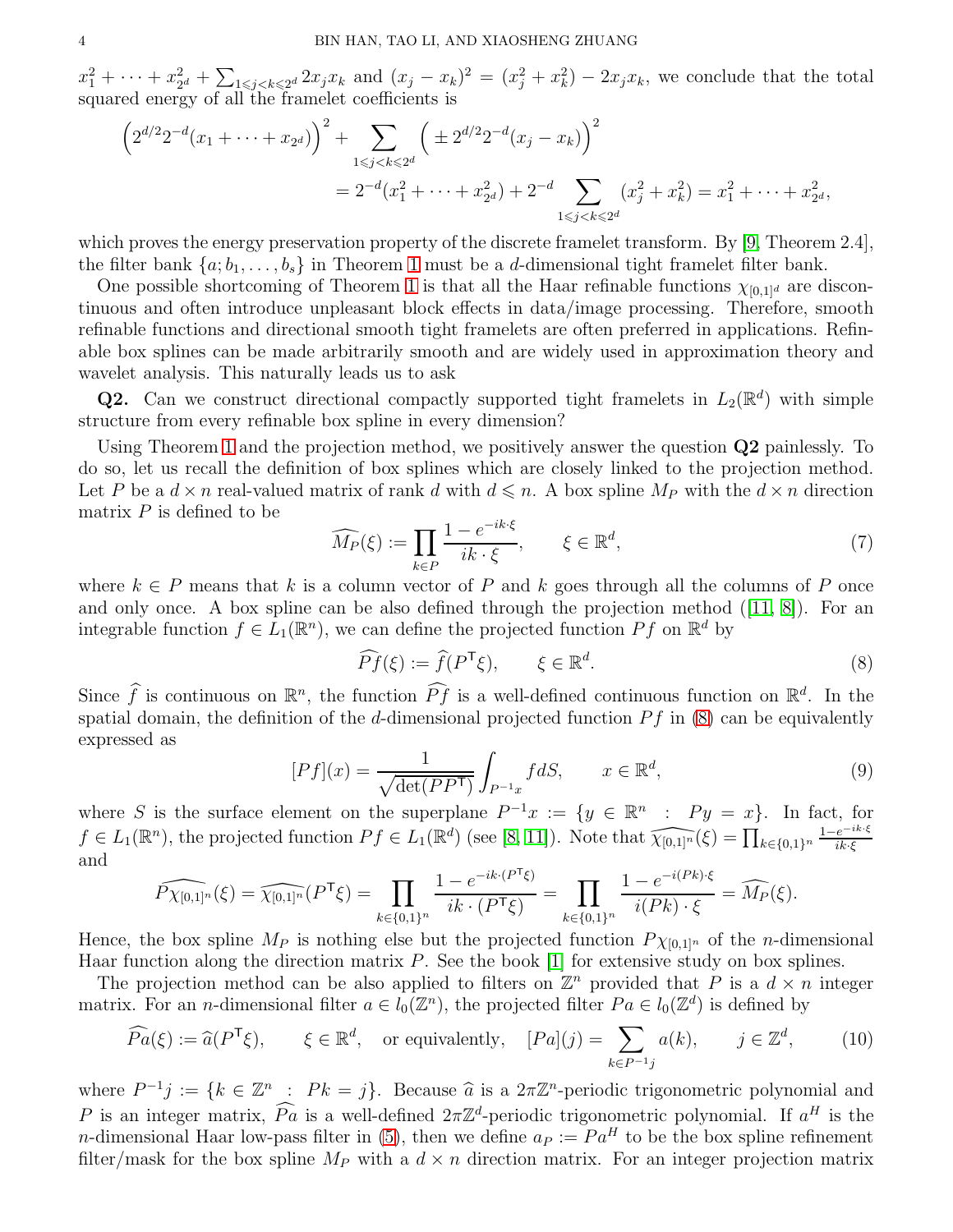$x_1^2 + \cdots + x_{2^d}^2 + \sum_{1 \leqslant j < k \leqslant 2^d} 2x_j x_k$ and $(x_j - x_k)^2 = (x_j^2 + x_k^2) - 2x_j x_k$, we conclude that the total squared energy of all the framelet coefficients is

$$
\Big(2^{d/2}2^{-d}(x_1 + \cdots + x_{2^d})\Big)^2 + \sum_{1 \leqslant j < k \leqslant 2^d} \Big( \pm 2^{d/2}2^{-d}(x_j - x_k)\Big)^2
$$

$$
= 2^{-d}(x_1^2 + \cdots + x_{2^d}^2) + 2^{-d} \sum_{1 \leqslant j < k \leqslant 2^d} (x_j^2 + x_k^2) = x_1^2 + \cdots + x_{2^d}^2,
$$

which proves the energy preservation property of the discrete framelet transform. By [9, Theorem 2.4], the filter bank $\{a; b_1, \ldots, b_s\}$ in Theorem 1 must be a $d$-dimensional tight framelet filter bank.

One possible shortcoming of Theorem 1 is that all the Haar refinable functions $\chi_{[0,1]^d}$ are discontinuous and often introduce unpleasant block effects in data/image processing. Therefore, smooth refinable functions and directional smooth tight framelets are often preferred in applications. Refinable box splines can be made arbitrarily smooth and are widely used in approximation theory and wavelet analysis. This naturally leads us to ask

**Q2.** Can we construct directional compactly supported tight framelets in $L_2(\mathbb{R}^d)$ with simple structure from every refinable box spline in every dimension?

Using Theorem 1 and the projection method, we positively answer the question **Q2** painlessly. To do so, let us recall the definition of box splines which are closely linked to the projection method. Let $P$ be a $d \times n$ real-valued matrix of rank $d$ with $d \leqslant n$. A box spline $M_P$ with the $d \times n$ direction matrix $P$ is defined to be

$$
\widehat{M_P}(\xi) := \prod_{k \in P} \frac{1 - e^{-ik\cdot\xi}}{ik \cdot \xi}, \qquad \xi \in \mathbb{R}^d, \tag{7}
$$

where $k \in P$ means that $k$ is a column vector of $P$ and $k$ goes through all the columns of $P$ once and only once. A box spline can be also defined through the projection method ([11, 8]). For an integrable function $f \in L_1(\mathbb{R}^n)$, we can define the projected function $Pf$ on $\mathbb{R}^d$ by

$$
\widehat{Pf}(\xi) := \widehat{f}(P^{\mathsf{T}}\xi), \qquad \xi \in \mathbb{R}^d. \tag{8}
$$

Since $\widehat{f}$ is continuous on $\mathbb{R}^n$, the function $\widehat{Pf}$ is a well-defined continuous function on $\mathbb{R}^d$. In the spatial domain, the definition of the $d$-dimensional projected function $Pf$ in (8) can be equivalently expressed as

$$
[Pf](x) = \frac{1}{\sqrt{\det(PP^{\mathsf{T}})}} \int_{P^{-1}x} f dS, \qquad x \in \mathbb{R}^d, \tag{9}
$$

where $S$ is the surface element on the superplane $P^{-1}x := \{y \in \mathbb{R}^n \ : \ Py = x\}$. In fact, for $f \in L_1(\mathbb{R}^n)$, the projected function $Pf \in L_1(\mathbb{R}^d)$ (see [8, 11]). Note that $\widehat{\chi_{[0,1]^n}}(\xi) = \prod_{k \in \{0,1\}^n} \frac{1-e^{-ik\cdot\xi}}{ik\cdot\xi}$ and

$$
\widehat{P\chi_{[0,1]^n}}(\xi) = \widehat{\chi_{[0,1]^n}}(P^{\mathsf{T}}\xi) = \prod_{k \in \{0,1\}^n} \frac{1 - e^{-ik\cdot(P^{\mathsf{T}}\xi)}}{ik \cdot (P^{\mathsf{T}}\xi)} = \prod_{k \in \{0,1\}^n} \frac{1 - e^{-i(Pk)\cdot\xi}}{i(Pk) \cdot \xi} = \widehat{M_P}(\xi).
$$

Hence, the box spline $M_P$ is nothing else but the projected function $P\chi_{[0,1]^n}$ of the $n$-dimensional Haar function along the direction matrix $P$. See the book [1] for extensive study on box splines.

The projection method can be also applied to filters on $\mathbb{Z}^n$ provided that $P$ is a $d \times n$ integer matrix. For an $n$-dimensional filter $a \in l_0(\mathbb{Z}^n)$, the projected filter $Pa \in l_0(\mathbb{Z}^d)$ is defined by

$$
\widehat{Pa}(\xi) := \widehat{a}(P^{\mathsf{T}}\xi), \qquad \xi \in \mathbb{R}^d, \quad \text{or equivalently,} \quad [Pa](j) = \sum_{k \in P^{-1}j} a(k), \qquad j \in \mathbb{Z}^d, \tag{10}
$$

where $P^{-1}j := \{k \in \mathbb{Z}^n \ : \ Pk = j\}$. Because $\widehat{a}$ is a $2\pi\mathbb{Z}^n$-periodic trigonometric polynomial and $P$ is an integer matrix, $\widehat{Pa}$ is a well-defined $2\pi\mathbb{Z}^d$-periodic trigonometric polynomial. If $a^H$ is the $n$-dimensional Haar low-pass filter in (5), then we define $a_P := Pa^H$ to be the box spline refinement filter/mask for the box spline $M_P$ with a $d \times n$ direction matrix. For an integer projection matrix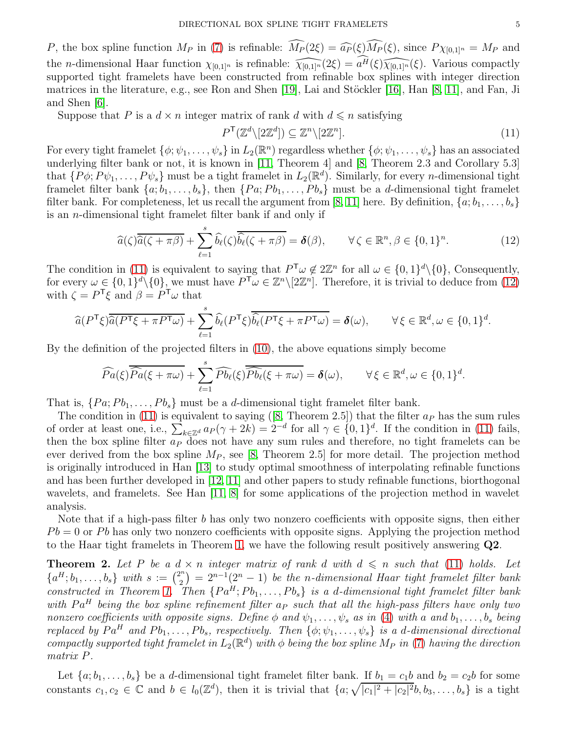$P$, the box spline function $M_P$ in (7) is refinable: $\widehat{M_P}(2\xi) = \widehat{a_P}(\xi)\widehat{M_P}(\xi)$, since $P\chi_{[0,1]^n} = M_P$ and the $n$-dimensional Haar function $\chi_{[0,1]^n}$ is refinable: $\widehat{\chi_{[0,1]^n}}(2\xi) = \widehat{a^H}(\xi)\widehat{\chi_{[0,1]^n}}(\xi)$. Various compactly supported tight framelets have been constructed from refinable box splines with integer direction matrices in the literature, e.g., see Ron and Shen [19], Lai and Stöckler [16], Han [8, 11], and Fan, Ji and Shen [6].

Suppose that $P$ is a $d \times n$ integer matrix of rank $d$ with $d \leqslant n$ satisfying

$$P^{\mathsf{T}}(\mathbb{Z}^d \backslash [2\mathbb{Z}^d]) \subseteq \mathbb{Z}^n \backslash [2\mathbb{Z}^n]. \tag{11}$$

For every tight framelet $\{\phi; \psi_1, \ldots, \psi_s\}$ in $L_2(\mathbb{R}^n)$ regardless whether $\{\phi; \psi_1, \ldots, \psi_s\}$ has an associated underlying filter bank or not, it is known in [11, Theorem 4] and [8, Theorem 2.3 and Corollary 5.3] that $\{P\phi; P\psi_1, \ldots, P\psi_s\}$ must be a tight framelet in $L_2(\mathbb{R}^d)$. Similarly, for every $n$-dimensional tight framelet filter bank $\{a; b_1, \ldots, b_s\}$, then $\{Pa; Pb_1, \ldots, Pb_s\}$ must be a $d$-dimensional tight framelet filter bank. For completeness, let us recall the argument from [8, 11] here. By definition, $\{a; b_1, \ldots, b_s\}$ is an $n$-dimensional tight framelet filter bank if and only if

$$\widehat{a}(\zeta)\overline{\widehat{a}(\zeta + \pi\beta)} + \sum_{\ell=1}^{s} \widehat{b_\ell}(\zeta)\overline{\widehat{b_\ell}(\zeta + \pi\beta)} = \boldsymbol{\delta}(\beta), \qquad \forall\, \zeta \in \mathbb{R}^n, \beta \in \{0,1\}^n. \tag{12}$$

The condition in (11) is equivalent to saying that $P^{\mathsf{T}}\omega \notin 2\mathbb{Z}^n$ for all $\omega \in \{0,1\}^d \backslash \{0\}$, Consequently, for every $\omega \in \{0,1\}^d \backslash \{0\}$, we must have $P^{\mathsf{T}}\omega \in \mathbb{Z}^n \backslash [2\mathbb{Z}^n]$. Therefore, it is trivial to deduce from (12) with $\zeta = P^{\mathsf{T}}\xi$ and $\beta = P^{\mathsf{T}}\omega$ that

$$\widehat{a}(P^{\mathsf{T}}\xi)\overline{\widehat{a}(P^{\mathsf{T}}\xi + \pi P^{\mathsf{T}}\omega)} + \sum_{\ell=1}^{s} \widehat{b_\ell}(P^{\mathsf{T}}\xi)\overline{\widehat{b_\ell}(P^{\mathsf{T}}\xi + \pi P^{\mathsf{T}}\omega)} = \boldsymbol{\delta}(\omega), \qquad \forall\, \xi \in \mathbb{R}^d, \omega \in \{0,1\}^d.$$

By the definition of the projected filters in (10), the above equations simply become

$$\widehat{Pa}(\xi)\overline{\widehat{Pa}(\xi + \pi\omega)} + \sum_{\ell=1}^{s} \widehat{Pb_\ell}(\xi)\overline{\widehat{Pb_\ell}(\xi + \pi\omega)} = \boldsymbol{\delta}(\omega), \qquad \forall\, \xi \in \mathbb{R}^d, \omega \in \{0,1\}^d.$$

That is, $\{Pa; Pb_1, \ldots, Pb_s\}$ must be a $d$-dimensional tight framelet filter bank.

The condition in (11) is equivalent to saying ([8, Theorem 2.5]) that the filter $a_P$ has the sum rules of order at least one, i.e., $\sum_{k \in \mathbb{Z}^d} a_P(\gamma + 2k) = 2^{-d}$ for all $\gamma \in \{0,1\}^d$. If the condition in (11) fails, then the box spline filter $a_P$ does not have any sum rules and therefore, no tight framelets can be ever derived from the box spline $M_P$, see [8, Theorem 2.5] for more detail. The projection method is originally introduced in Han [13] to study optimal smoothness of interpolating refinable functions and has been further developed in [12, 11] and other papers to study refinable functions, biorthogonal wavelets, and framelets. See Han [11, 8] for some applications of the projection method in wavelet analysis.

Note that if a high-pass filter $b$ has only two nonzero coefficients with opposite signs, then either $Pb = 0$ or $Pb$ has only two nonzero coefficients with opposite signs. Applying the projection method to the Haar tight framelets in Theorem 1, we have the following result positively answering **Q2**.

**Theorem 2.** *Let $P$ be a $d \times n$ integer matrix of rank $d$ with $d \leqslant n$ such that (11) holds. Let $\{a^H; b_1, \ldots, b_s\}$ with $s := \binom{2^n}{2} = 2^{n-1}(2^n - 1)$ be the $n$-dimensional Haar tight framelet filter bank constructed in Theorem 1. Then $\{Pa^H; Pb_1, \ldots, Pb_s\}$ is a $d$-dimensional tight framelet filter bank with $Pa^H$ being the box spline refinement filter $a_P$ such that all the high-pass filters have only two nonzero coefficients with opposite signs. Define $\phi$ and $\psi_1, \ldots, \psi_s$ as in (4) with $a$ and $b_1, \ldots, b_s$ being replaced by $Pa^H$ and $Pb_1, \ldots, Pb_s$, respectively. Then $\{\phi; \psi_1, \ldots, \psi_s\}$ is a $d$-dimensional directional compactly supported tight framelet in $L_2(\mathbb{R}^d)$ with $\phi$ being the box spline $M_P$ in (7) having the direction matrix $P$.*

Let $\{a; b_1, \ldots, b_s\}$ be a $d$-dimensional tight framelet filter bank. If $b_1 = c_1 b$ and $b_2 = c_2 b$ for some constants $c_1, c_2 \in \mathbb{C}$ and $b \in l_0(\mathbb{Z}^d)$, then it is trivial that $\{a; \sqrt{|c_1|^2 + |c_2|^2}b, b_3, \ldots, b_s\}$ is a tight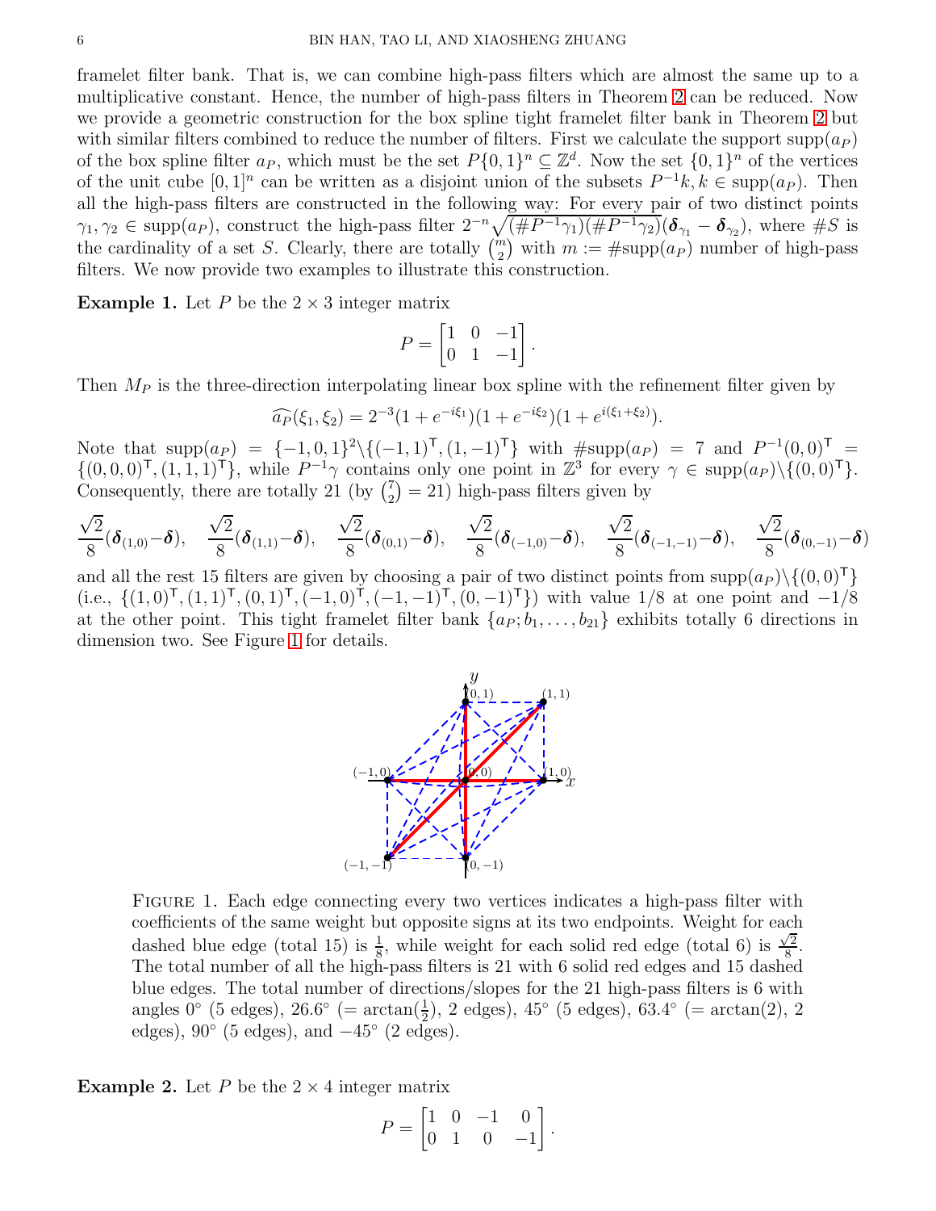framelet filter bank. That is, we can combine high-pass filters which are almost the same up to a multiplicative constant. Hence, the number of high-pass filters in Theorem 2 can be reduced. Now we provide a geometric construction for the box spline tight framelet filter bank in Theorem 2 but with similar filters combined to reduce the number of filters. First we calculate the support $\operatorname{supp}(a_P)$ of the box spline filter $a_P$, which must be the set $P\{0,1\}^n \subseteq \mathbb{Z}^d$. Now the set $\{0,1\}^n$ of the vertices of the unit cube $[0,1]^n$ can be written as a disjoint union of the subsets $P^{-1}k, k \in \operatorname{supp}(a_P)$. Then all the high-pass filters are constructed in the following way: For every pair of two distinct points $\gamma_1, \gamma_2 \in \operatorname{supp}(a_P)$, construct the high-pass filter $2^{-n}\sqrt{(\#P^{-1}\gamma_1)(\#P^{-1}\gamma_2)}(\boldsymbol{\delta}_{\gamma_1} - \boldsymbol{\delta}_{\gamma_2})$, where $\#S$ is the cardinality of a set $S$. Clearly, there are totally $\binom{m}{2}$ with $m := \#\operatorname{supp}(a_P)$ number of high-pass filters. We now provide two examples to illustrate this construction.

**Example 1.** Let $P$ be the $2 \times 3$ integer matrix

$$P = \begin{bmatrix} 1 & 0 & -1 \\ 0 & 1 & -1 \end{bmatrix}.$$

Then $M_P$ is the three-direction interpolating linear box spline with the refinement filter given by

$$\widehat{a_P}(\xi_1, \xi_2) = 2^{-3}(1 + e^{-i\xi_1})(1 + e^{-i\xi_2})(1 + e^{i(\xi_1+\xi_2)}).$$

Note that $\operatorname{supp}(a_P) = \{-1,0,1\}^2 \backslash \{(-1,1)^\mathsf{T}, (1,-1)^\mathsf{T}\}$ with $\#\operatorname{supp}(a_P) = 7$ and $P^{-1}(0,0)^\mathsf{T} = \{(0,0,0)^\mathsf{T}, (1,1,1)^\mathsf{T}\}$, while $P^{-1}\gamma$ contains only one point in $\mathbb{Z}^3$ for every $\gamma \in \operatorname{supp}(a_P) \backslash \{(0,0)^\mathsf{T}\}$. Consequently, there are totally 21 (by $\binom{7}{2} = 21$) high-pass filters given by

$$\frac{\sqrt{2}}{8}(\boldsymbol{\delta}_{(1,0)} - \boldsymbol{\delta}), \quad \frac{\sqrt{2}}{8}(\boldsymbol{\delta}_{(1,1)} - \boldsymbol{\delta}), \quad \frac{\sqrt{2}}{8}(\boldsymbol{\delta}_{(0,1)} - \boldsymbol{\delta}), \quad \frac{\sqrt{2}}{8}(\boldsymbol{\delta}_{(-1,0)} - \boldsymbol{\delta}), \quad \frac{\sqrt{2}}{8}(\boldsymbol{\delta}_{(-1,-1)} - \boldsymbol{\delta}), \quad \frac{\sqrt{2}}{8}(\boldsymbol{\delta}_{(0,-1)} - \boldsymbol{\delta})$$

and all the rest 15 filters are given by choosing a pair of two distinct points from $\operatorname{supp}(a_P) \backslash \{(0,0)^\mathsf{T}\}$ (i.e., $\{(1,0)^\mathsf{T}, (1,1)^\mathsf{T}, (0,1)^\mathsf{T}, (-1,0)^\mathsf{T}, (-1,-1)^\mathsf{T}, (0,-1)^\mathsf{T}\}$) with value $1/8$ at one point and $-1/8$ at the other point. This tight framelet filter bank $\{a_P; b_1, \ldots, b_{21}\}$ exhibits totally 6 directions in dimension two. See Figure 1 for details.

FIGURE 1. Each edge connecting every two vertices indicates a high-pass filter with coefficients of the same weight but opposite signs at its two endpoints. Weight for each dashed blue edge (total 15) is $\frac{1}{8}$, while weight for each solid red edge (total 6) is $\frac{\sqrt{2}}{8}$. The total number of all the high-pass filters is 21 with 6 solid red edges and 15 dashed blue edges. The total number of directions/slopes for the 21 high-pass filters is 6 with angles $0°$ (5 edges), $26.6°$ ($= \arctan(\frac{1}{2})$, 2 edges), $45°$ (5 edges), $63.4°$ ($= \arctan(2)$, 2 edges), $90°$ (5 edges), and $-45°$ (2 edges).

**Example 2.** Let $P$ be the $2 \times 4$ integer matrix

$$P = \begin{bmatrix} 1 & 0 & -1 & 0 \\ 0 & 1 & 0 & -1 \end{bmatrix}.$$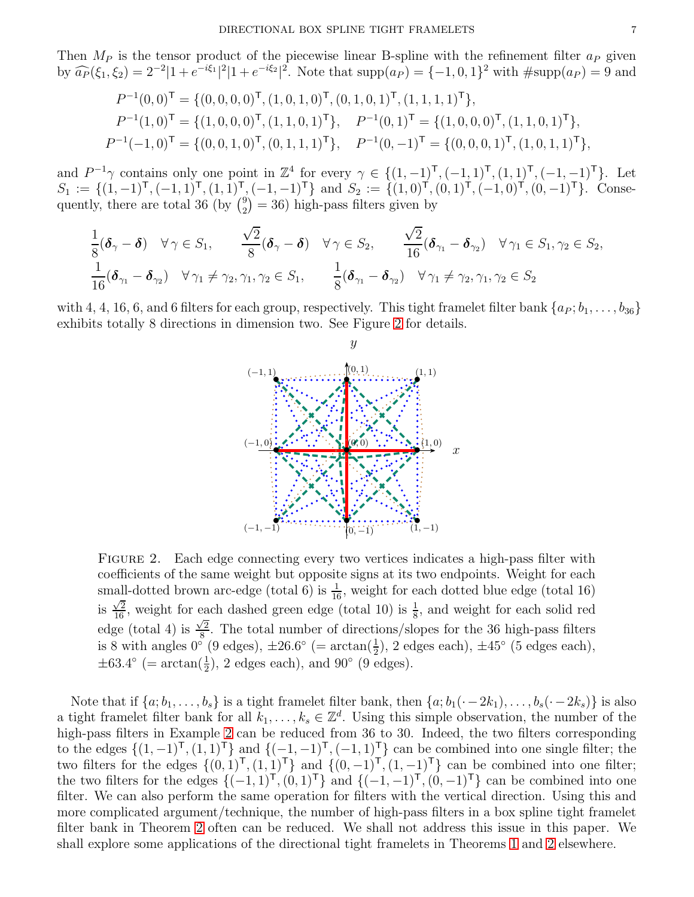Then $M_P$ is the tensor product of the piecewise linear B-spline with the refinement filter $a_P$ given by $\widehat{a_P}(\xi_1, \xi_2) = 2^{-2}|1 + e^{-i\xi_1}|^2|1 + e^{-i\xi_2}|^2$. Note that $\text{supp}(a_P) = \{-1, 0, 1\}^2$ with $\#\text{supp}(a_P) = 9$ and

$$
\begin{aligned}
P^{-1}(0,0)^\mathsf{T} &= \{(0,0,0,0)^\mathsf{T}, (1,0,1,0)^\mathsf{T}, (0,1,0,1)^\mathsf{T}, (1,1,1,1)^\mathsf{T}\},\\
P^{-1}(1,0)^\mathsf{T} &= \{(1,0,0,0)^\mathsf{T}, (1,1,0,1)^\mathsf{T}\}, \quad P^{-1}(0,1)^\mathsf{T} = \{(1,0,0,0)^\mathsf{T}, (1,1,0,1)^\mathsf{T}\},\\
P^{-1}(-1,0)^\mathsf{T} &= \{(0,0,1,0)^\mathsf{T}, (0,1,1,1)^\mathsf{T}\}, \quad P^{-1}(0,-1)^\mathsf{T} = \{(0,0,0,1)^\mathsf{T}, (1,0,1,1)^\mathsf{T}\},
\end{aligned}
$$

and $P^{-1}\gamma$ contains only one point in $\mathbb{Z}^4$ for every $\gamma \in \{(1,-1)^\mathsf{T}, (-1,1)^\mathsf{T}, (1,1)^\mathsf{T}, (-1,-1)^\mathsf{T}\}$. Let $S_1 := \{(1,-1)^\mathsf{T}, (-1,1)^\mathsf{T}, (1,1)^\mathsf{T}, (-1,-1)^\mathsf{T}\}$ and $S_2 := \{(1,0)^\mathsf{T}, (0,1)^\mathsf{T}, (-1,0)^\mathsf{T}, (0,-1)^\mathsf{T}\}$. Consequently, there are total 36 (by $\binom{9}{2} = 36$) high-pass filters given by

$$
\begin{aligned}
&\frac{1}{8}(\boldsymbol{\delta}_\gamma - \boldsymbol{\delta}) \quad \forall\, \gamma \in S_1, \qquad \frac{\sqrt{2}}{8}(\boldsymbol{\delta}_\gamma - \boldsymbol{\delta}) \quad \forall\, \gamma \in S_2, \qquad \frac{\sqrt{2}}{16}(\boldsymbol{\delta}_{\gamma_1} - \boldsymbol{\delta}_{\gamma_2}) \quad \forall\, \gamma_1 \in S_1, \gamma_2 \in S_2,\\
&\frac{1}{16}(\boldsymbol{\delta}_{\gamma_1} - \boldsymbol{\delta}_{\gamma_2}) \quad \forall\, \gamma_1 \neq \gamma_2, \gamma_1, \gamma_2 \in S_1, \qquad \frac{1}{8}(\boldsymbol{\delta}_{\gamma_1} - \boldsymbol{\delta}_{\gamma_2}) \quad \forall\, \gamma_1 \neq \gamma_2, \gamma_1, \gamma_2 \in S_2
\end{aligned}
$$

with 4, 4, 16, 6, and 6 filters for each group, respectively. This tight framelet filter bank $\{a_P; b_1, \ldots, b_{36}\}$ exhibits totally 8 directions in dimension two. See Figure 2 for details.

Figure 2. Each edge connecting every two vertices indicates a high-pass filter with coefficients of the same weight but opposite signs at its two endpoints. Weight for each small-dotted brown arc-edge (total 6) is $\frac{1}{16}$, weight for each dotted blue edge (total 16) is $\frac{\sqrt{2}}{16}$, weight for each dashed green edge (total 10) is $\frac{1}{8}$, and weight for each solid red edge (total 4) is $\frac{\sqrt{2}}{8}$. The total number of directions/slopes for the 36 high-pass filters is 8 with angles $0^\circ$ (9 edges), $\pm 26.6^\circ$ ($= \arctan(\frac{1}{2})$, 2 edges each), $\pm 45^\circ$ (5 edges each), $\pm 63.4^\circ$ ($= \arctan(\frac{1}{2})$, 2 edges each), and $90^\circ$ (9 edges).

Note that if $\{a; b_1, \ldots, b_s\}$ is a tight framelet filter bank, then $\{a; b_1(\cdot - 2k_1), \ldots, b_s(\cdot - 2k_s)\}$ is also a tight framelet filter bank for all $k_1, \ldots, k_s \in \mathbb{Z}^d$. Using this simple observation, the number of the high-pass filters in Example 2 can be reduced from 36 to 30. Indeed, the two filters corresponding to the edges $\{(1,-1)^\mathsf{T}, (1,1)^\mathsf{T}\}$ and $\{(-1,-1)^\mathsf{T}, (-1,1)^\mathsf{T}\}$ can be combined into one single filter; the two filters for the edges $\{(0,1)^\mathsf{T}, (1,1)^\mathsf{T}\}$ and $\{(0,-1)^\mathsf{T}, (1,-1)^\mathsf{T}\}$ can be combined into one filter; the two filters for the edges $\{(-1,1)^\mathsf{T}, (0,1)^\mathsf{T}\}$ and $\{(-1,-1)^\mathsf{T}, (0,-1)^\mathsf{T}\}$ can be combined into one filter. We can also perform the same operation for filters with the vertical direction. Using this and more complicated argument/technique, the number of high-pass filters in a box spline tight framelet filter bank in Theorem 2 often can be reduced. We shall not address this issue in this paper. We shall explore some applications of the directional tight framelets in Theorems 1 and 2 elsewhere.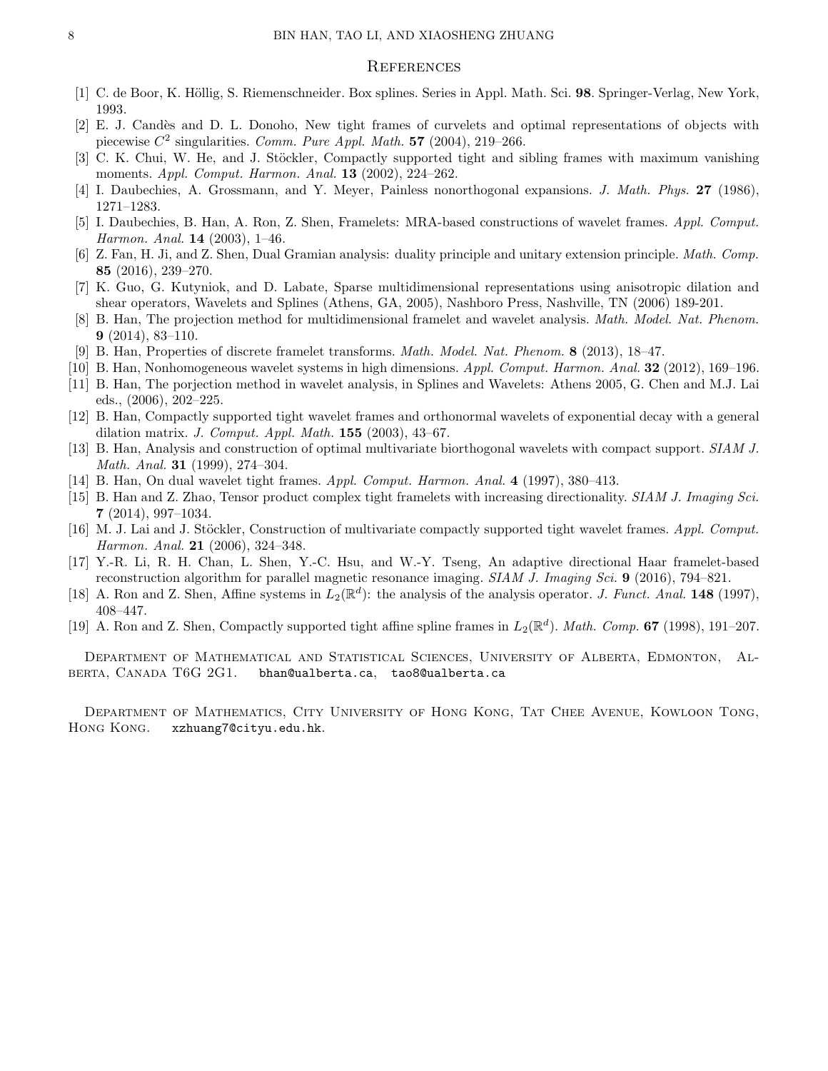## References

[1] C. de Boor, K. Höllig, S. Riemenschneider. Box splines. Series in Appl. Math. Sci. **98**. Springer-Verlag, New York, 1993.

[2] E. J. Candès and D. L. Donoho, New tight frames of curvelets and optimal representations of objects with piecewise $C^2$ singularities. *Comm. Pure Appl. Math.* **57** (2004), 219–266.

[3] C. K. Chui, W. He, and J. Stöckler, Compactly supported tight and sibling frames with maximum vanishing moments. *Appl. Comput. Harmon. Anal.* **13** (2002), 224–262.

[4] I. Daubechies, A. Grossmann, and Y. Meyer, Painless nonorthogonal expansions. *J. Math. Phys.* **27** (1986), 1271–1283.

[5] I. Daubechies, B. Han, A. Ron, Z. Shen, Framelets: MRA-based constructions of wavelet frames. *Appl. Comput. Harmon. Anal.* **14** (2003), 1–46.

[6] Z. Fan, H. Ji, and Z. Shen, Dual Gramian analysis: duality principle and unitary extension principle. *Math. Comp.* **85** (2016), 239–270.

[7] K. Guo, G. Kutyniok, and D. Labate, Sparse multidimensional representations using anisotropic dilation and shear operators, Wavelets and Splines (Athens, GA, 2005), Nashboro Press, Nashville, TN (2006) 189-201.

[8] B. Han, The projection method for multidimensional framelet and wavelet analysis. *Math. Model. Nat. Phenom.* **9** (2014), 83–110.

[9] B. Han, Properties of discrete framelet transforms. *Math. Model. Nat. Phenom.* **8** (2013), 18–47.

[10] B. Han, Nonhomogeneous wavelet systems in high dimensions. *Appl. Comput. Harmon. Anal.* **32** (2012), 169–196.

[11] B. Han, The porjection method in wavelet analysis, in Splines and Wavelets: Athens 2005, G. Chen and M.J. Lai eds., (2006), 202–225.

[12] B. Han, Compactly supported tight wavelet frames and orthonormal wavelets of exponential decay with a general dilation matrix. *J. Comput. Appl. Math.* **155** (2003), 43–67.

[13] B. Han, Analysis and construction of optimal multivariate biorthogonal wavelets with compact support. *SIAM J. Math. Anal.* **31** (1999), 274–304.

[14] B. Han, On dual wavelet tight frames. *Appl. Comput. Harmon. Anal.* **4** (1997), 380–413.

[15] B. Han and Z. Zhao, Tensor product complex tight framelets with increasing directionality. *SIAM J. Imaging Sci.* **7** (2014), 997–1034.

[16] M. J. Lai and J. Stöckler, Construction of multivariate compactly supported tight wavelet frames. *Appl. Comput. Harmon. Anal.* **21** (2006), 324–348.

[17] Y.-R. Li, R. H. Chan, L. Shen, Y.-C. Hsu, and W.-Y. Tseng, An adaptive directional Haar framelet-based reconstruction algorithm for parallel magnetic resonance imaging. *SIAM J. Imaging Sci.* **9** (2016), 794–821.

[18] A. Ron and Z. Shen, Affine systems in $L_2(\mathbb{R}^d)$: the analysis of the analysis operator. *J. Funct. Anal.* **148** (1997), 408–447.

[19] A. Ron and Z. Shen, Compactly supported tight affine spline frames in $L_2(\mathbb{R}^d)$. *Math. Comp.* **67** (1998), 191–207.

Department of Mathematical and Statistical Sciences, University of Alberta, Edmonton, Alberta, Canada T6G 2G1. bhan@ualberta.ca, tao8@ualberta.ca

Department of Mathematics, City University of Hong Kong, Tat Chee Avenue, Kowloon Tong, Hong Kong. xzhuang7@cityu.edu.hk.